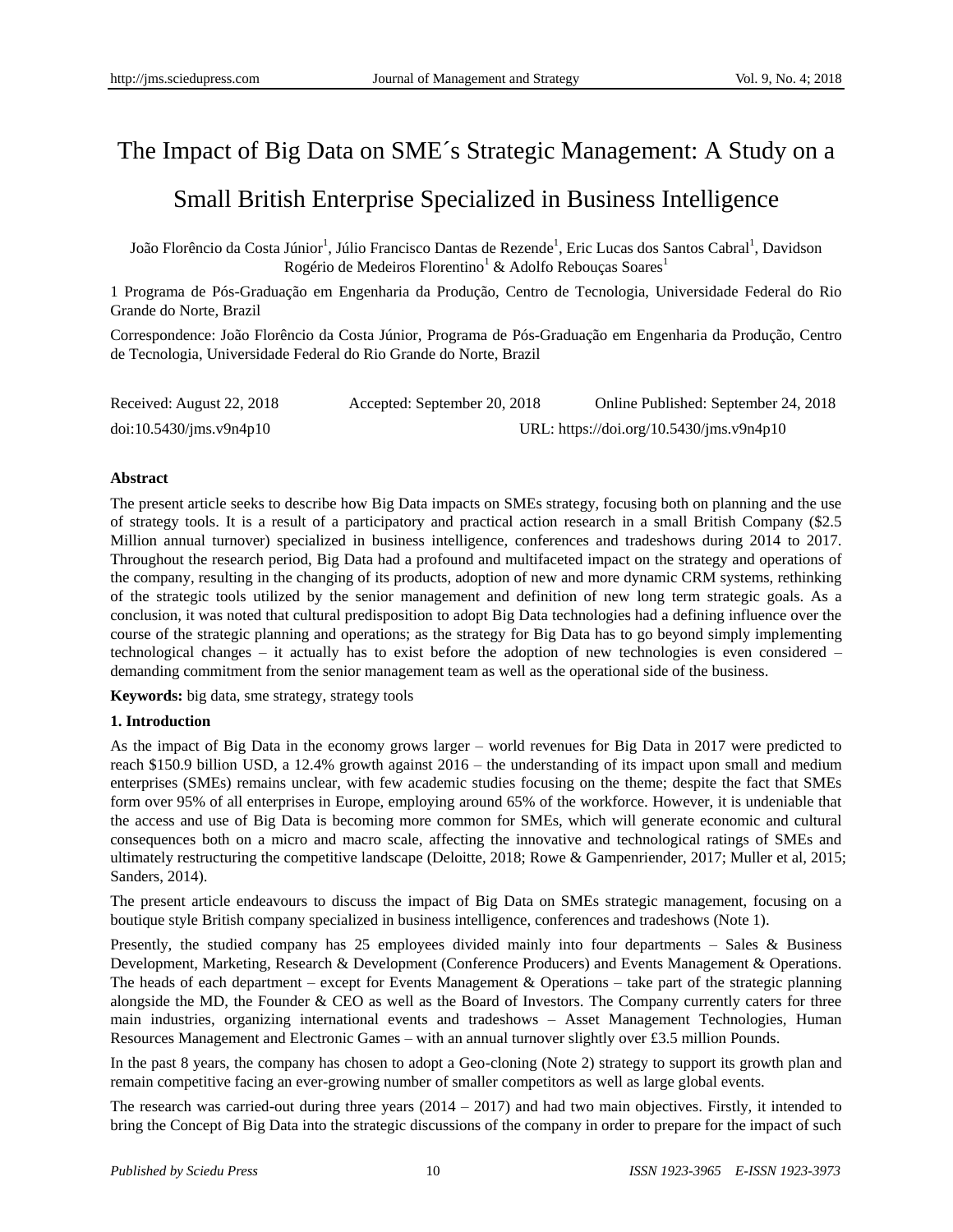# The Impact of Big Data on SME´s Strategic Management: A Study on a Small British Enterprise Specialized in Business Intelligence

João Florêncio da Costa Júnior[1], Júlio Francisco Dantas de Rezende[1], Eric Lucas dos Santos Cabral[1], Davidson Rogério de Medeiros Florentino[1] & Adolfo Rebouças Soares[1]

1 Programa de Pós-Graduação em Engenharia da Produção, Centro de Tecnologia, Universidade Federal do Rio Grande do Norte, Brazil

Correspondence: João Florêncio da Costa Júnior, Programa de Pós-Graduação em Engenharia da Produção, Centro de Tecnologia, Universidade Federal do Rio Grande do Norte, Brazil

Received: August 22, 2018 Accepted: September 20, 2018 Online Published: September 24, 2018

doi:10.5430/jms.v9n4p10 URL: https://doi.org/10.5430/jms.v9n4p10

**Abstract**

The present article seeks to describe how Big Data impacts on SMEs strategy, focusing both on planning and the use of strategy tools. It is a result of a participatory and practical action research in a small British Company ($2.5 Million annual turnover) specialized in business intelligence, conferences and tradeshows during 2014 to 2017. Throughout the research period, Big Data had a profound and multifaceted impact on the strategy and operations of the company, resulting in the changing of its products, adoption of new and more dynamic CRM systems, rethinking of the strategic tools utilized by the senior management and definition of new long term strategic goals. As a conclusion, it was noted that cultural predisposition to adopt Big Data technologies had a defining influence over the course of the strategic planning and operations; as the strategy for Big Data has to go beyond simply implementing technological changes – it actually has to exist before the adoption of new technologies is even considered – demanding commitment from the senior management team as well as the operational side of the business.

**Keywords:** big data, sme strategy, strategy tools

## 1. Introduction

As the impact of Big Data in the economy grows larger – world revenues for Big Data in 2017 were predicted to reach $150.9 billion USD, a 12.4% growth against 2016 – the understanding of its impact upon small and medium enterprises (SMEs) remains unclear, with few academic studies focusing on the theme; despite the fact that SMEs form over 95% of all enterprises in Europe, employing around 65% of the workforce. However, it is undeniable that the access and use of Big Data is becoming more common for SMEs, which will generate economic and cultural consequences both on a micro and macro scale, affecting the innovative and technological ratings of SMEs and ultimately restructuring the competitive landscape (Deloitte, 2018; Rowe & Gampenriender, 2017; Muller et al, 2015; Sanders, 2014).

The present article endeavours to discuss the impact of Big Data on SMEs strategic management, focusing on a boutique style British company specialized in business intelligence, conferences and tradeshows (Note 1).

Presently, the studied company has 25 employees divided mainly into four departments – Sales & Business Development, Marketing, Research & Development (Conference Producers) and Events Management & Operations. The heads of each department – except for Events Management & Operations – take part of the strategic planning alongside the MD, the Founder & CEO as well as the Board of Investors. The Company currently caters for three main industries, organizing international events and tradeshows – Asset Management Technologies, Human Resources Management and Electronic Games – with an annual turnover slightly over £3.5 million Pounds.

In the past 8 years, the company has chosen to adopt a Geo-cloning (Note 2) strategy to support its growth plan and remain competitive facing an ever-growing number of smaller competitors as well as large global events.

The research was carried-out during three years (2014 – 2017) and had two main objectives. Firstly, it intended to bring the Concept of Big Data into the strategic discussions of the company in order to prepare for the impact of such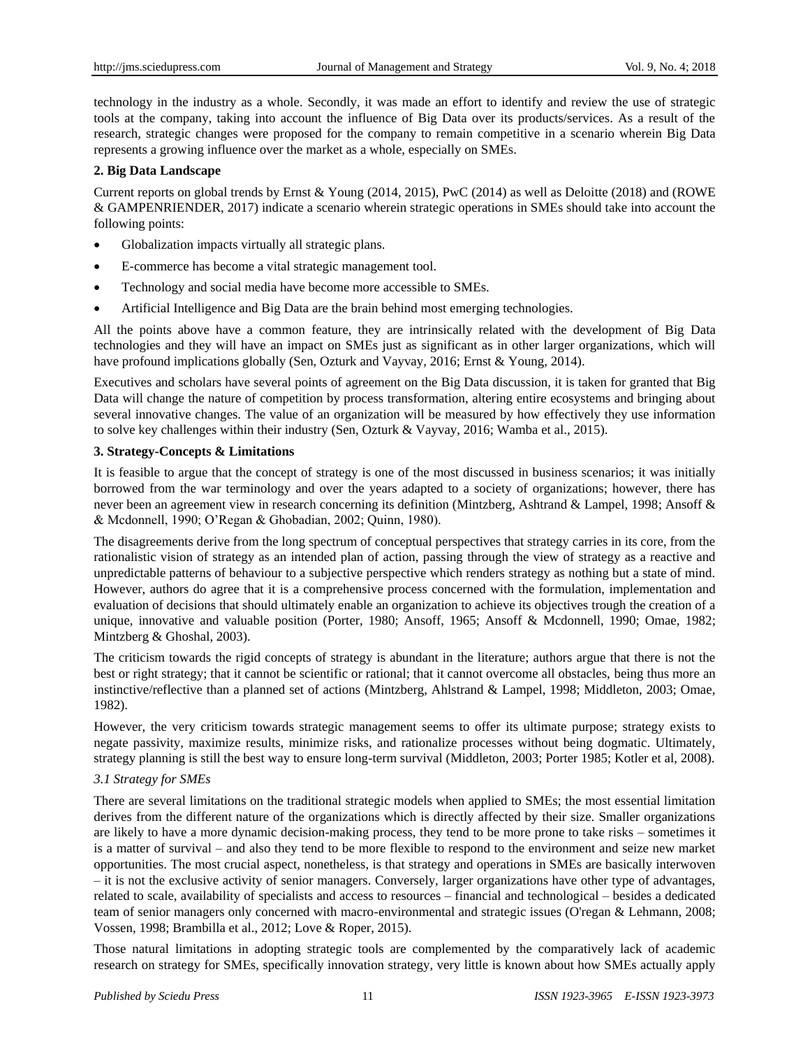technology in the industry as a whole. Secondly, it was made an effort to identify and review the use of strategic tools at the company, taking into account the influence of Big Data over its products/services. As a result of the research, strategic changes were proposed for the company to remain competitive in a scenario wherein Big Data represents a growing influence over the market as a whole, especially on SMEs.

## 2. Big Data Landscape

Current reports on global trends by Ernst & Young (2014, 2015), PwC (2014) as well as Deloitte (2018) and (ROWE & GAMPENRIENDER, 2017) indicate a scenario wherein strategic operations in SMEs should take into account the following points:

- Globalization impacts virtually all strategic plans.
- E-commerce has become a vital strategic management tool.
- Technology and social media have become more accessible to SMEs.
- Artificial Intelligence and Big Data are the brain behind most emerging technologies.

All the points above have a common feature, they are intrinsically related with the development of Big Data technologies and they will have an impact on SMEs just as significant as in other larger organizations, which will have profound implications globally (Sen, Ozturk and Vayvay, 2016; Ernst & Young, 2014).

Executives and scholars have several points of agreement on the Big Data discussion, it is taken for granted that Big Data will change the nature of competition by process transformation, altering entire ecosystems and bringing about several innovative changes. The value of an organization will be measured by how effectively they use information to solve key challenges within their industry (Sen, Ozturk & Vayvay, 2016; Wamba et al., 2015).

## 3. Strategy-Concepts & Limitations

It is feasible to argue that the concept of strategy is one of the most discussed in business scenarios; it was initially borrowed from the war terminology and over the years adapted to a society of organizations; however, there has never been an agreement view in research concerning its definition (Mintzberg, Ashtrand & Lampel, 1998; Ansoff & & Mcdonnell, 1990; O'Regan & Ghobadian, 2002; Quinn, 1980).

The disagreements derive from the long spectrum of conceptual perspectives that strategy carries in its core, from the rationalistic vision of strategy as an intended plan of action, passing through the view of strategy as a reactive and unpredictable patterns of behaviour to a subjective perspective which renders strategy as nothing but a state of mind. However, authors do agree that it is a comprehensive process concerned with the formulation, implementation and evaluation of decisions that should ultimately enable an organization to achieve its objectives trough the creation of a unique, innovative and valuable position (Porter, 1980; Ansoff, 1965; Ansoff & Mcdonnell, 1990; Omae, 1982; Mintzberg & Ghoshal, 2003).

The criticism towards the rigid concepts of strategy is abundant in the literature; authors argue that there is not the best or right strategy; that it cannot be scientific or rational; that it cannot overcome all obstacles, being thus more an instinctive/reflective than a planned set of actions (Mintzberg, Ahlstrand & Lampel, 1998; Middleton, 2003; Omae, 1982).

However, the very criticism towards strategic management seems to offer its ultimate purpose; strategy exists to negate passivity, maximize results, minimize risks, and rationalize processes without being dogmatic. Ultimately, strategy planning is still the best way to ensure long-term survival (Middleton, 2003; Porter 1985; Kotler et al, 2008).

### *3.1 Strategy for SMEs*

There are several limitations on the traditional strategic models when applied to SMEs; the most essential limitation derives from the different nature of the organizations which is directly affected by their size. Smaller organizations are likely to have a more dynamic decision-making process, they tend to be more prone to take risks – sometimes it is a matter of survival – and also they tend to be more flexible to respond to the environment and seize new market opportunities. The most crucial aspect, nonetheless, is that strategy and operations in SMEs are basically interwoven – it is not the exclusive activity of senior managers. Conversely, larger organizations have other type of advantages, related to scale, availability of specialists and access to resources – financial and technological – besides a dedicated team of senior managers only concerned with macro-environmental and strategic issues (O'regan & Lehmann, 2008; Vossen, 1998; Brambilla et al., 2012; Love & Roper, 2015).

Those natural limitations in adopting strategic tools are complemented by the comparatively lack of academic research on strategy for SMEs, specifically innovation strategy, very little is known about how SMEs actually apply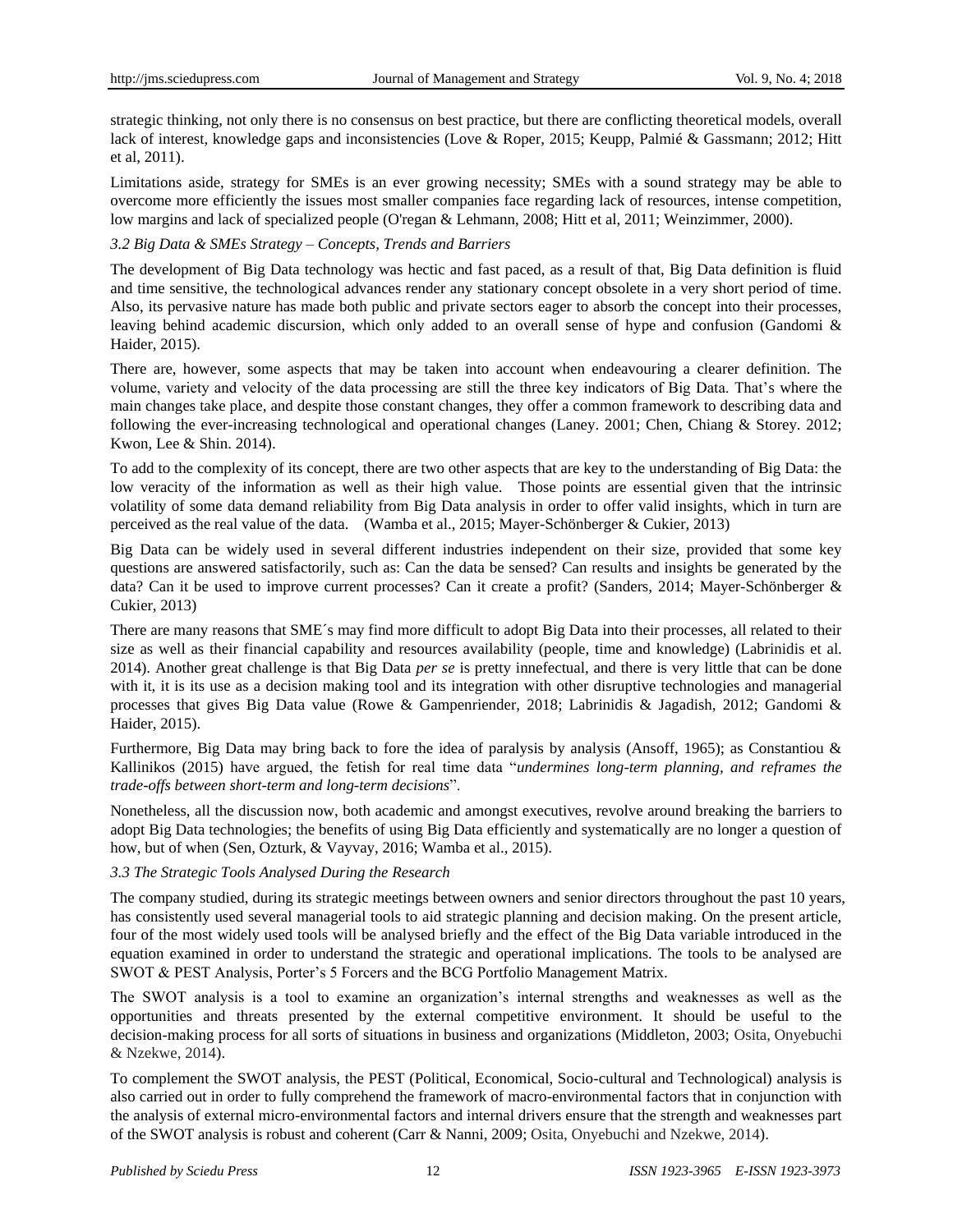strategic thinking, not only there is no consensus on best practice, but there are conflicting theoretical models, overall lack of interest, knowledge gaps and inconsistencies (Love & Roper, 2015; Keupp, Palmié & Gassmann; 2012; Hitt et al, 2011).

Limitations aside, strategy for SMEs is an ever growing necessity; SMEs with a sound strategy may be able to overcome more efficiently the issues most smaller companies face regarding lack of resources, intense competition, low margins and lack of specialized people (O'regan & Lehmann, 2008; Hitt et al, 2011; Weinzimmer, 2000).

### *3.2 Big Data & SMEs Strategy – Concepts, Trends and Barriers*

The development of Big Data technology was hectic and fast paced, as a result of that, Big Data definition is fluid and time sensitive, the technological advances render any stationary concept obsolete in a very short period of time. Also, its pervasive nature has made both public and private sectors eager to absorb the concept into their processes, leaving behind academic discursion, which only added to an overall sense of hype and confusion (Gandomi & Haider, 2015).

There are, however, some aspects that may be taken into account when endeavouring a clearer definition. The volume, variety and velocity of the data processing are still the three key indicators of Big Data. That's where the main changes take place, and despite those constant changes, they offer a common framework to describing data and following the ever-increasing technological and operational changes (Laney. 2001; Chen, Chiang & Storey. 2012; Kwon, Lee & Shin. 2014).

To add to the complexity of its concept, there are two other aspects that are key to the understanding of Big Data: the low veracity of the information as well as their high value. Those points are essential given that the intrinsic volatility of some data demand reliability from Big Data analysis in order to offer valid insights, which in turn are perceived as the real value of the data. (Wamba et al., 2015; Mayer-Schönberger & Cukier, 2013)

Big Data can be widely used in several different industries independent on their size, provided that some key questions are answered satisfactorily, such as: Can the data be sensed? Can results and insights be generated by the data? Can it be used to improve current processes? Can it create a profit? (Sanders, 2014; Mayer-Schönberger & Cukier, 2013)

There are many reasons that SME´s may find more difficult to adopt Big Data into their processes, all related to their size as well as their financial capability and resources availability (people, time and knowledge) (Labrinidis et al. 2014). Another great challenge is that Big Data *per se* is pretty innefectual, and there is very little that can be done with it, it is its use as a decision making tool and its integration with other disruptive technologies and managerial processes that gives Big Data value (Rowe & Gampenriender, 2018; Labrinidis & Jagadish, 2012; Gandomi & Haider, 2015).

Furthermore, Big Data may bring back to fore the idea of paralysis by analysis (Ansoff, 1965); as Constantiou & Kallinikos (2015) have argued, the fetish for real time data "*undermines long-term planning, and reframes the trade-offs between short-term and long-term decisions*".

Nonetheless, all the discussion now, both academic and amongst executives, revolve around breaking the barriers to adopt Big Data technologies; the benefits of using Big Data efficiently and systematically are no longer a question of how, but of when (Sen, Ozturk, & Vayvay, 2016; Wamba et al., 2015).

### *3.3 The Strategic Tools Analysed During the Research*

The company studied, during its strategic meetings between owners and senior directors throughout the past 10 years, has consistently used several managerial tools to aid strategic planning and decision making. On the present article, four of the most widely used tools will be analysed briefly and the effect of the Big Data variable introduced in the equation examined in order to understand the strategic and operational implications. The tools to be analysed are SWOT & PEST Analysis, Porter's 5 Forcers and the BCG Portfolio Management Matrix.

The SWOT analysis is a tool to examine an organization's internal strengths and weaknesses as well as the opportunities and threats presented by the external competitive environment. It should be useful to the decision-making process for all sorts of situations in business and organizations (Middleton, 2003; Osita, Onyebuchi & Nzekwe, 2014).

To complement the SWOT analysis, the PEST (Political, Economical, Socio-cultural and Technological) analysis is also carried out in order to fully comprehend the framework of macro-environmental factors that in conjunction with the analysis of external micro-environmental factors and internal drivers ensure that the strength and weaknesses part of the SWOT analysis is robust and coherent (Carr & Nanni, 2009; Osita, Onyebuchi and Nzekwe, 2014).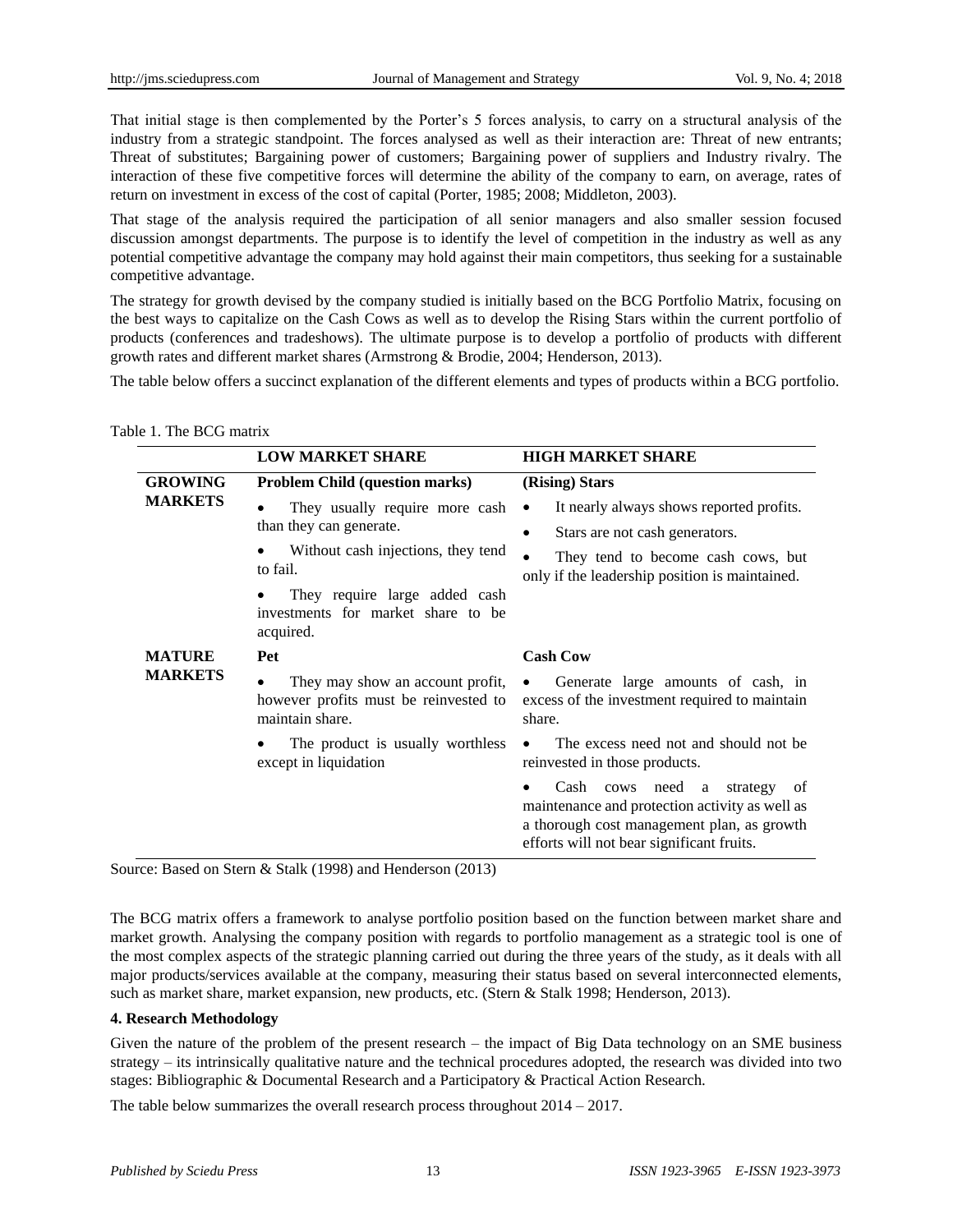That initial stage is then complemented by the Porter's 5 forces analysis, to carry on a structural analysis of the industry from a strategic standpoint. The forces analysed as well as their interaction are: Threat of new entrants; Threat of substitutes; Bargaining power of customers; Bargaining power of suppliers and Industry rivalry. The interaction of these five competitive forces will determine the ability of the company to earn, on average, rates of return on investment in excess of the cost of capital (Porter, 1985; 2008; Middleton, 2003).

That stage of the analysis required the participation of all senior managers and also smaller session focused discussion amongst departments. The purpose is to identify the level of competition in the industry as well as any potential competitive advantage the company may hold against their main competitors, thus seeking for a sustainable competitive advantage.

The strategy for growth devised by the company studied is initially based on the BCG Portfolio Matrix, focusing on the best ways to capitalize on the Cash Cows as well as to develop the Rising Stars within the current portfolio of products (conferences and tradeshows). The ultimate purpose is to develop a portfolio of products with different growth rates and different market shares (Armstrong & Brodie, 2004; Henderson, 2013).

The table below offers a succinct explanation of the different elements and types of products within a BCG portfolio.

Table 1. The BCG matrix

| | LOW MARKET SHARE | HIGH MARKET SHARE |
|---|---|---|
| **GROWING MARKETS** | **Problem Child (question marks)**<br>• They usually require more cash than they can generate.<br>• Without cash injections, they tend to fail.<br>• They require large added cash investments for market share to be acquired. | **(Rising) Stars**<br>• It nearly always shows reported profits.<br>• Stars are not cash generators.<br>• They tend to become cash cows, but only if the leadership position is maintained. |
| **MATURE MARKETS** | **Pet**<br>• They may show an account profit, however profits must be reinvested to maintain share.<br>• The product is usually worthless except in liquidation | **Cash Cow**<br>• Generate large amounts of cash, in excess of the investment required to maintain share.<br>• The excess need not and should not be reinvested in those products.<br>• Cash cows need a strategy of maintenance and protection activity as well as a thorough cost management plan, as growth efforts will not bear significant fruits. |

Source: Based on Stern & Stalk (1998) and Henderson (2013)

The BCG matrix offers a framework to analyse portfolio position based on the function between market share and market growth. Analysing the company position with regards to portfolio management as a strategic tool is one of the most complex aspects of the strategic planning carried out during the three years of the study, as it deals with all major products/services available at the company, measuring their status based on several interconnected elements, such as market share, market expansion, new products, etc. (Stern & Stalk 1998; Henderson, 2013).

### 4. Research Methodology

Given the nature of the problem of the present research – the impact of Big Data technology on an SME business strategy – its intrinsically qualitative nature and the technical procedures adopted, the research was divided into two stages: Bibliographic & Documental Research and a Participatory & Practical Action Research.

The table below summarizes the overall research process throughout 2014 – 2017.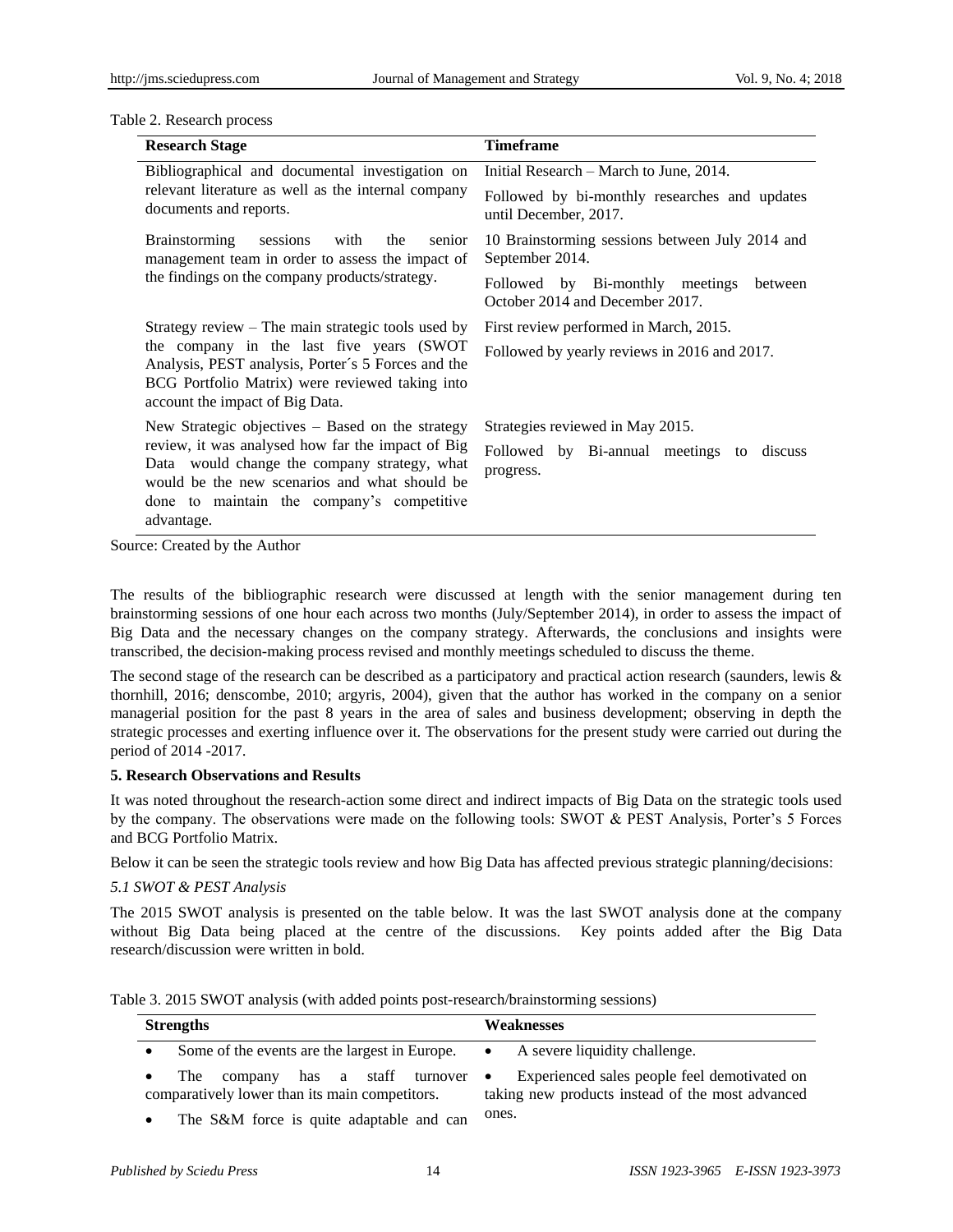Table 2. Research process

| Research Stage | Timeframe |
|---|---|
| Bibliographical and documental investigation on relevant literature as well as the internal company documents and reports. | Initial Research – March to June, 2014. Followed by bi-monthly researches and updates until December, 2017. |
| Brainstorming sessions with the senior management team in order to assess the impact of the findings on the company products/strategy. | 10 Brainstorming sessions between July 2014 and September 2014. Followed by Bi-monthly meetings between October 2014 and December 2017. |
| Strategy review – The main strategic tools used by the company in the last five years (SWOT Analysis, PEST analysis, Porter´s 5 Forces and the BCG Portfolio Matrix) were reviewed taking into account the impact of Big Data. | First review performed in March, 2015. Followed by yearly reviews in 2016 and 2017. |
| New Strategic objectives – Based on the strategy review, it was analysed how far the impact of Big Data would change the company strategy, what would be the new scenarios and what should be done to maintain the company's competitive advantage. | Strategies reviewed in May 2015. Followed by Bi-annual meetings to discuss progress. |

Source: Created by the Author

The results of the bibliographic research were discussed at length with the senior management during ten brainstorming sessions of one hour each across two months (July/September 2014), in order to assess the impact of Big Data and the necessary changes on the company strategy. Afterwards, the conclusions and insights were transcribed, the decision-making process revised and monthly meetings scheduled to discuss the theme.

The second stage of the research can be described as a participatory and practical action research (saunders, lewis & thornhill, 2016; denscombe, 2010; argyris, 2004), given that the author has worked in the company on a senior managerial position for the past 8 years in the area of sales and business development; observing in depth the strategic processes and exerting influence over it. The observations for the present study were carried out during the period of 2014 -2017.

## 5. Research Observations and Results

It was noted throughout the research-action some direct and indirect impacts of Big Data on the strategic tools used by the company. The observations were made on the following tools: SWOT & PEST Analysis, Porter's 5 Forces and BCG Portfolio Matrix.

Below it can be seen the strategic tools review and how Big Data has affected previous strategic planning/decisions:

### *5.1 SWOT & PEST Analysis*

The 2015 SWOT analysis is presented on the table below. It was the last SWOT analysis done at the company without Big Data being placed at the centre of the discussions. Key points added after the Big Data research/discussion were written in bold.

Table 3. 2015 SWOT analysis (with added points post-research/brainstorming sessions)

| Strengths | Weaknesses |
|---|---|
| • Some of the events are the largest in Europe. | • A severe liquidity challenge. |
| • The company has a staff turnover comparatively lower than its main competitors. | • Experienced sales people feel demotivated on taking new products instead of the most advanced ones. |
| • The S&M force is quite adaptable and can | |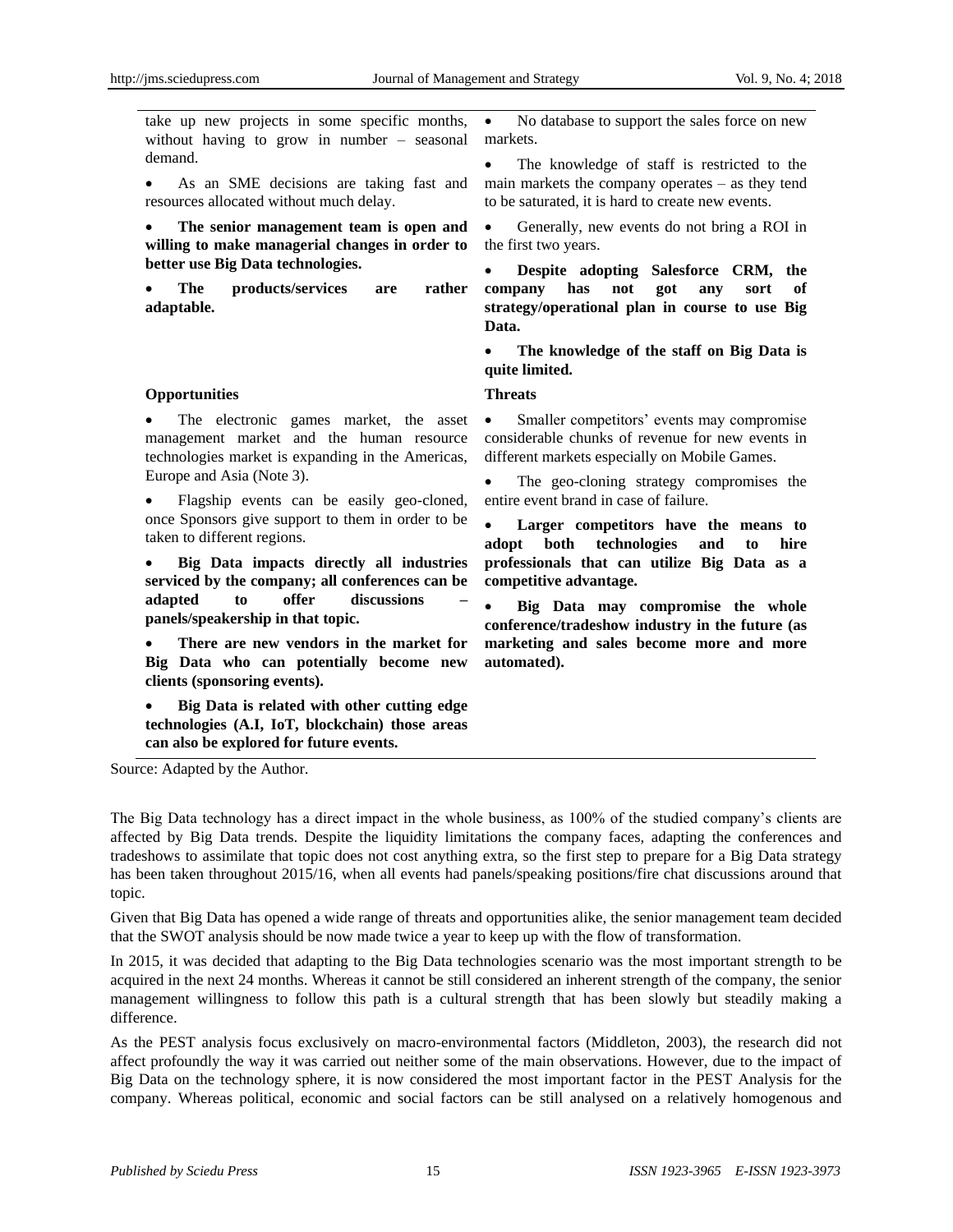| | |
|---|---|
| take up new projects in some specific months, without having to grow in number – seasonal demand.<br><br>• As an SME decisions are taking fast and resources allocated without much delay.<br><br>• **The senior management team is open and willing to make managerial changes in order to better use Big Data technologies.**<br><br>• **The products/services are rather adaptable.** | • No database to support the sales force on new markets.<br><br>• The knowledge of staff is restricted to the main markets the company operates – as they tend to be saturated, it is hard to create new events.<br><br>• Generally, new events do not bring a ROI in the first two years.<br><br>• **Despite adopting Salesforce CRM, the company has not got any sort of strategy/operational plan in course to use Big Data.**<br><br>• **The knowledge of the staff on Big Data is quite limited.** |
| **Opportunities**<br><br>• The electronic games market, the asset management market and the human resource technologies market is expanding in the Americas, Europe and Asia (Note 3).<br><br>• Flagship events can be easily geo-cloned, once Sponsors give support to them in order to be taken to different regions.<br><br>• **Big Data impacts directly all industries serviced by the company; all conferences can be adapted to offer discussions – panels/speakership in that topic.**<br><br>• **There are new vendors in the market for Big Data who can potentially become new clients (sponsoring events).**<br><br>• **Big Data is related with other cutting edge technologies (A.I, IoT, blockchain) those areas can also be explored for future events.** | **Threats**<br><br>• Smaller competitors' events may compromise considerable chunks of revenue for new events in different markets especially on Mobile Games.<br><br>• The geo-cloning strategy compromises the entire event brand in case of failure.<br><br>• **Larger competitors have the means to adopt both technologies and to hire professionals that can utilize Big Data as a competitive advantage.**<br><br>• **Big Data may compromise the whole conference/tradeshow industry in the future (as marketing and sales become more and more automated).** |

Source: Adapted by the Author.

The Big Data technology has a direct impact in the whole business, as 100% of the studied company's clients are affected by Big Data trends. Despite the liquidity limitations the company faces, adapting the conferences and tradeshows to assimilate that topic does not cost anything extra, so the first step to prepare for a Big Data strategy has been taken throughout 2015/16, when all events had panels/speaking positions/fire chat discussions around that topic.

Given that Big Data has opened a wide range of threats and opportunities alike, the senior management team decided that the SWOT analysis should be now made twice a year to keep up with the flow of transformation.

In 2015, it was decided that adapting to the Big Data technologies scenario was the most important strength to be acquired in the next 24 months. Whereas it cannot be still considered an inherent strength of the company, the senior management willingness to follow this path is a cultural strength that has been slowly but steadily making a difference.

As the PEST analysis focus exclusively on macro-environmental factors (Middleton, 2003), the research did not affect profoundly the way it was carried out neither some of the main observations. However, due to the impact of Big Data on the technology sphere, it is now considered the most important factor in the PEST Analysis for the company. Whereas political, economic and social factors can be still analysed on a relatively homogenous and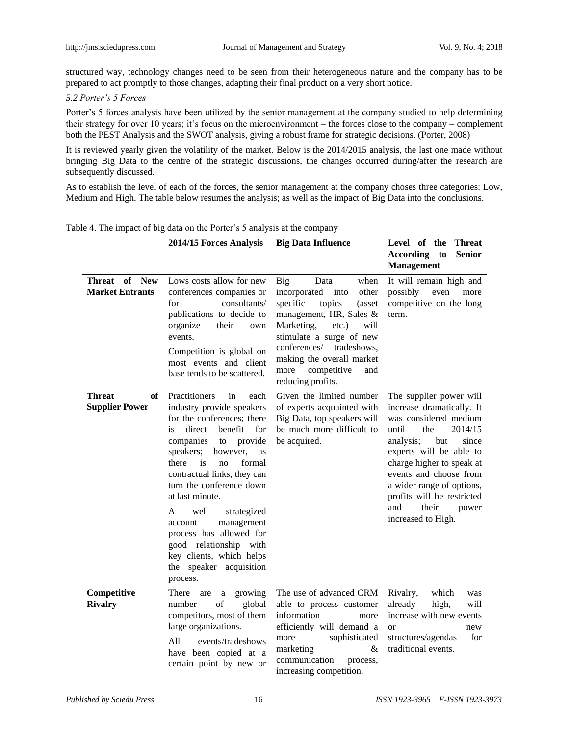structured way, technology changes need to be seen from their heterogeneous nature and the company has to be prepared to act promptly to those changes, adapting their final product on a very short notice.

### *5.2 Porter's 5 Forces*

Porter's 5 forces analysis have been utilized by the senior management at the company studied to help determining their strategy for over 10 years; it's focus on the microenvironment – the forces close to the company – complement both the PEST Analysis and the SWOT analysis, giving a robust frame for strategic decisions. (Porter, 2008)

It is reviewed yearly given the volatility of the market. Below is the 2014/2015 analysis, the last one made without bringing Big Data to the centre of the strategic discussions, the changes occurred during/after the research are subsequently discussed.

As to establish the level of each of the forces, the senior management at the company choses three categories: Low, Medium and High. The table below resumes the analysis; as well as the impact of Big Data into the conclusions.

Table 4. The impact of big data on the Porter's 5 analysis at the company

| | **2014/15 Forces Analysis** | **Big Data Influence** | **Level of the Threat According to Senior Management** |
|---|---|---|---|
| **Threat of New Market Entrants** | Lows costs allow for new conferences companies or for consultants/ publications to decide to organize their own events. Competition is global on most events and client base tends to be scattered. | Big Data when incorporated into other specific topics (asset management, HR, Sales & Marketing, etc.) will stimulate a surge of new conferences/ tradeshows, making the overall market more competitive and reducing profits. | It will remain high and possibly even more competitive on the long term. |
| **Threat of Supplier Power** | Practitioners in each industry provide speakers for the conferences; there is direct benefit for companies to provide speakers; however, as there is no formal contractual links, they can turn the conference down at last minute. A well strategized account management process has allowed for good relationship with key clients, which helps the speaker acquisition process. | Given the limited number of experts acquainted with Big Data, top speakers will be much more difficult to be acquired. | The supplier power will increase dramatically. It was considered medium until the 2014/15 analysis; but since experts will be able to charge higher to speak at events and choose from a wider range of options, profits will be restricted and their power increased to High. |
| **Competitive Rivalry** | There are a growing number of global competitors, most of them large organizations. All events/tradeshows have been copied at a certain point by new or | The use of advanced CRM able to process customer information more efficiently will demand a more sophisticated marketing & communication process, increasing competition. | Rivalry, which was already high, will increase with new events or new structures/agendas for traditional events. |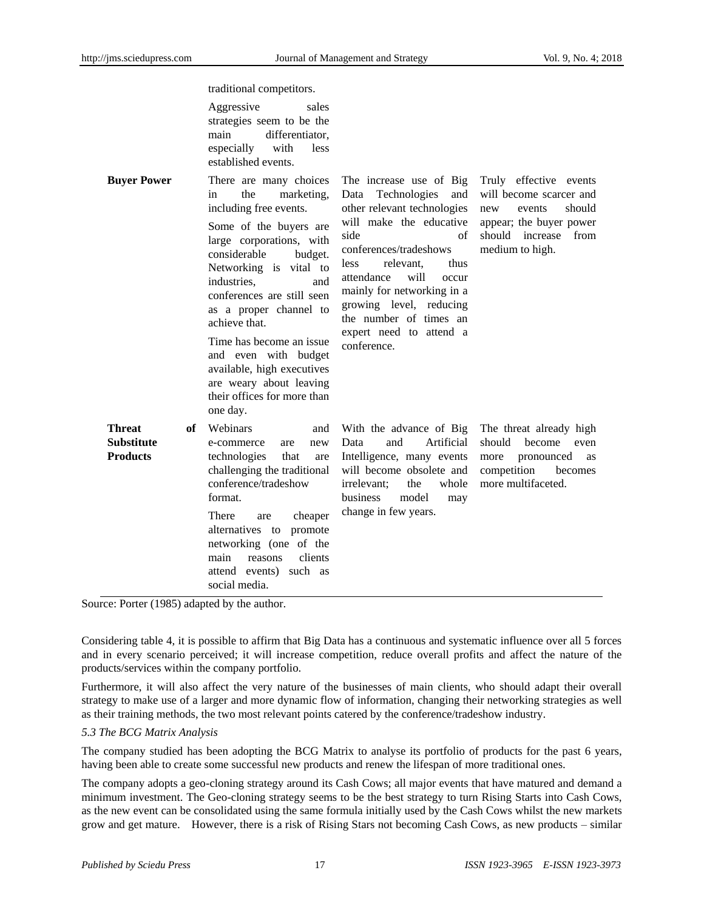| | | | |
|---|---|---|---|
| | traditional competitors.<br>Aggressive sales strategies seem to be the main differentiator, especially with less established events. | | |
| **Buyer Power** | There are many choices in the marketing, including free events.<br>Some of the buyers are large corporations, with considerable budget. Networking is vital to industries, and conferences are still seen as a proper channel to achieve that.<br>Time has become an issue and even with budget available, high executives are weary about leaving their offices for more than one day. | The increase use of Big Data Technologies and other relevant technologies will make the educative side of conferences/tradeshows less relevant, thus attendance will occur mainly for networking in a growing level, reducing the number of times an expert need to attend a conference. | Truly effective events will become scarcer and new events should appear; the buyer power should increase from medium to high. |
| **Threat of Substitute Products** | Webinars and e-commerce are new technologies that are challenging the traditional conference/tradeshow format.<br>There are cheaper alternatives to promote networking (one of the main reasons clients attend events) such as social media. | With the advance of Big Data and Artificial Intelligence, many events will become obsolete and irrelevant; the whole business model may change in few years. | The threat already high should become even more pronounced as competition becomes more multifaceted. |

Source: Porter (1985) adapted by the author.

Considering table 4, it is possible to affirm that Big Data has a continuous and systematic influence over all 5 forces and in every scenario perceived; it will increase competition, reduce overall profits and affect the nature of the products/services within the company portfolio.

Furthermore, it will also affect the very nature of the businesses of main clients, who should adapt their overall strategy to make use of a larger and more dynamic flow of information, changing their networking strategies as well as their training methods, the two most relevant points catered by the conference/tradeshow industry.

### *5.3 The BCG Matrix Analysis*

The company studied has been adopting the BCG Matrix to analyse its portfolio of products for the past 6 years, having been able to create some successful new products and renew the lifespan of more traditional ones.

The company adopts a geo-cloning strategy around its Cash Cows; all major events that have matured and demand a minimum investment. The Geo-cloning strategy seems to be the best strategy to turn Rising Starts into Cash Cows, as the new event can be consolidated using the same formula initially used by the Cash Cows whilst the new markets grow and get mature. However, there is a risk of Rising Stars not becoming Cash Cows, as new products – similar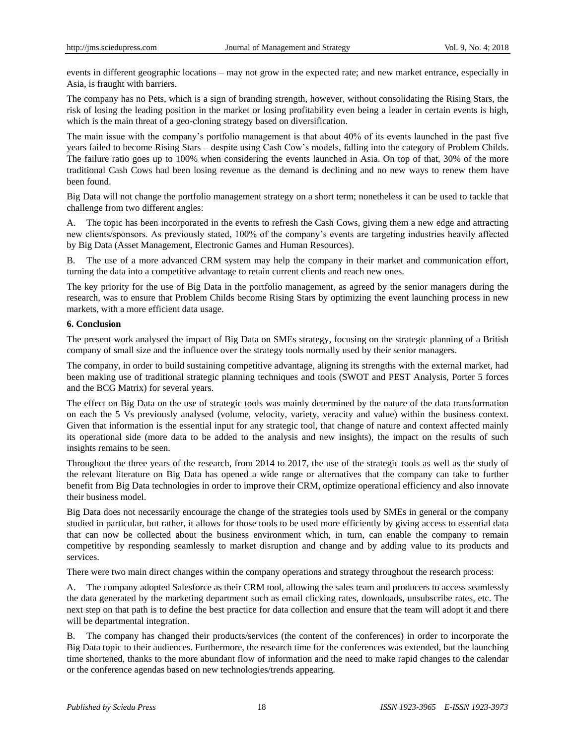events in different geographic locations – may not grow in the expected rate; and new market entrance, especially in Asia, is fraught with barriers.

The company has no Pets, which is a sign of branding strength, however, without consolidating the Rising Stars, the risk of losing the leading position in the market or losing profitability even being a leader in certain events is high, which is the main threat of a geo-cloning strategy based on diversification.

The main issue with the company's portfolio management is that about 40% of its events launched in the past five years failed to become Rising Stars – despite using Cash Cow's models, falling into the category of Problem Childs. The failure ratio goes up to 100% when considering the events launched in Asia. On top of that, 30% of the more traditional Cash Cows had been losing revenue as the demand is declining and no new ways to renew them have been found.

Big Data will not change the portfolio management strategy on a short term; nonetheless it can be used to tackle that challenge from two different angles:

A. The topic has been incorporated in the events to refresh the Cash Cows, giving them a new edge and attracting new clients/sponsors. As previously stated, 100% of the company's events are targeting industries heavily affected by Big Data (Asset Management, Electronic Games and Human Resources).

B. The use of a more advanced CRM system may help the company in their market and communication effort, turning the data into a competitive advantage to retain current clients and reach new ones.

The key priority for the use of Big Data in the portfolio management, as agreed by the senior managers during the research, was to ensure that Problem Childs become Rising Stars by optimizing the event launching process in new markets, with a more efficient data usage.

## 6. Conclusion

The present work analysed the impact of Big Data on SMEs strategy, focusing on the strategic planning of a British company of small size and the influence over the strategy tools normally used by their senior managers.

The company, in order to build sustaining competitive advantage, aligning its strengths with the external market, had been making use of traditional strategic planning techniques and tools (SWOT and PEST Analysis, Porter 5 forces and the BCG Matrix) for several years.

The effect on Big Data on the use of strategic tools was mainly determined by the nature of the data transformation on each the 5 Vs previously analysed (volume, velocity, variety, veracity and value) within the business context. Given that information is the essential input for any strategic tool, that change of nature and context affected mainly its operational side (more data to be added to the analysis and new insights), the impact on the results of such insights remains to be seen.

Throughout the three years of the research, from 2014 to 2017, the use of the strategic tools as well as the study of the relevant literature on Big Data has opened a wide range or alternatives that the company can take to further benefit from Big Data technologies in order to improve their CRM, optimize operational efficiency and also innovate their business model.

Big Data does not necessarily encourage the change of the strategies tools used by SMEs in general or the company studied in particular, but rather, it allows for those tools to be used more efficiently by giving access to essential data that can now be collected about the business environment which, in turn, can enable the company to remain competitive by responding seamlessly to market disruption and change and by adding value to its products and services.

There were two main direct changes within the company operations and strategy throughout the research process:

A. The company adopted Salesforce as their CRM tool, allowing the sales team and producers to access seamlessly the data generated by the marketing department such as email clicking rates, downloads, unsubscribe rates, etc. The next step on that path is to define the best practice for data collection and ensure that the team will adopt it and there will be departmental integration.

B. The company has changed their products/services (the content of the conferences) in order to incorporate the Big Data topic to their audiences. Furthermore, the research time for the conferences was extended, but the launching time shortened, thanks to the more abundant flow of information and the need to make rapid changes to the calendar or the conference agendas based on new technologies/trends appearing.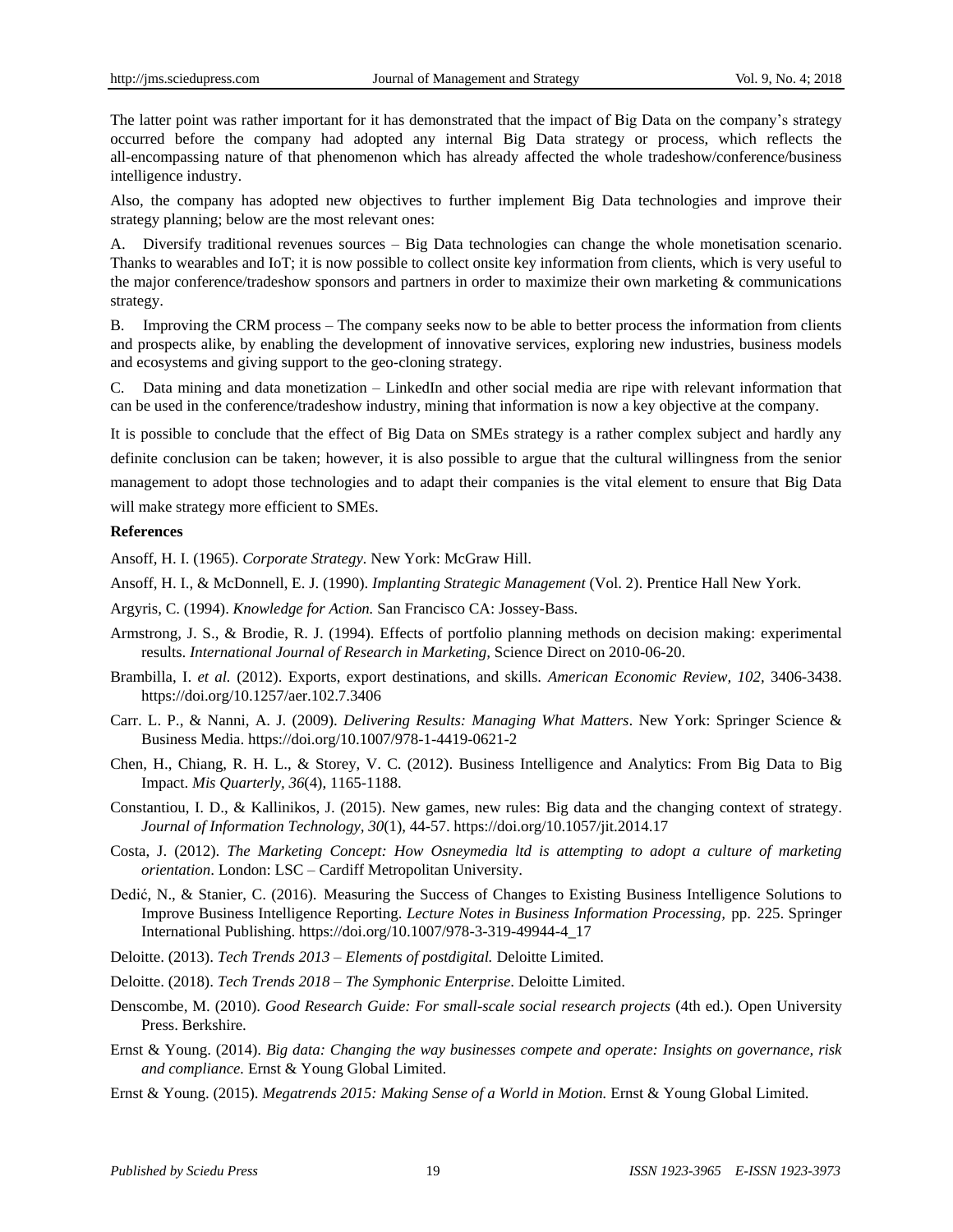The latter point was rather important for it has demonstrated that the impact of Big Data on the company's strategy occurred before the company had adopted any internal Big Data strategy or process, which reflects the all-encompassing nature of that phenomenon which has already affected the whole tradeshow/conference/business intelligence industry.

Also, the company has adopted new objectives to further implement Big Data technologies and improve their strategy planning; below are the most relevant ones:

A. Diversify traditional revenues sources – Big Data technologies can change the whole monetisation scenario. Thanks to wearables and IoT; it is now possible to collect onsite key information from clients, which is very useful to the major conference/tradeshow sponsors and partners in order to maximize their own marketing & communications strategy.

B. Improving the CRM process – The company seeks now to be able to better process the information from clients and prospects alike, by enabling the development of innovative services, exploring new industries, business models and ecosystems and giving support to the geo-cloning strategy.

C. Data mining and data monetization – LinkedIn and other social media are ripe with relevant information that can be used in the conference/tradeshow industry, mining that information is now a key objective at the company.

It is possible to conclude that the effect of Big Data on SMEs strategy is a rather complex subject and hardly any definite conclusion can be taken; however, it is also possible to argue that the cultural willingness from the senior management to adopt those technologies and to adapt their companies is the vital element to ensure that Big Data will make strategy more efficient to SMEs.

**References**

Ansoff, H. I. (1965). *Corporate Strategy*. New York: McGraw Hill.

Ansoff, H. I., & McDonnell, E. J. (1990). *Implanting Strategic Management* (Vol. 2). Prentice Hall New York.

Argyris, C. (1994). *Knowledge for Action.* San Francisco CA: Jossey-Bass.

Armstrong, J. S., & Brodie, R. J. (1994). Effects of portfolio planning methods on decision making: experimental results. *International Journal of Research in Marketing,* Science Direct on 2010-06-20.

Brambilla, I. *et al.* (2012). Exports, export destinations, and skills. *American Economic Review, 102,* 3406-3438. https://doi.org/10.1257/aer.102.7.3406

Carr. L. P., & Nanni, A. J. (2009). *Delivering Results: Managing What Matters*. New York: Springer Science & Business Media. https://doi.org/10.1007/978-1-4419-0621-2

Chen, H., Chiang, R. H. L., & Storey, V. C. (2012). Business Intelligence and Analytics: From Big Data to Big Impact. *Mis Quarterly, 36*(4), 1165-1188.

Constantiou, I. D., & Kallinikos, J. (2015). New games, new rules: Big data and the changing context of strategy. *Journal of Information Technology, 30*(1), 44-57. https://doi.org/10.1057/jit.2014.17

Costa, J. (2012). *The Marketing Concept: How Osneymedia ltd is attempting to adopt a culture of marketing orientation*. London: LSC – Cardiff Metropolitan University.

Dedić, N., & Stanier, C. (2016). Measuring the Success of Changes to Existing Business Intelligence Solutions to Improve Business Intelligence Reporting. *Lecture Notes in Business Information Processing,* pp. 225. Springer International Publishing. https://doi.org/10.1007/978-3-319-49944-4_17

Deloitte. (2013). *Tech Trends 2013 – Elements of postdigital.* Deloitte Limited.

Deloitte. (2018). *Tech Trends 2018 – The Symphonic Enterprise*. Deloitte Limited.

Denscombe, M. (2010). *Good Research Guide: For small-scale social research projects* (4th ed.). Open University Press. Berkshire.

Ernst & Young. (2014). *Big data: Changing the way businesses compete and operate: Insights on governance, risk and compliance.* Ernst & Young Global Limited.

Ernst & Young. (2015). *Megatrends 2015: Making Sense of a World in Motion.* Ernst & Young Global Limited.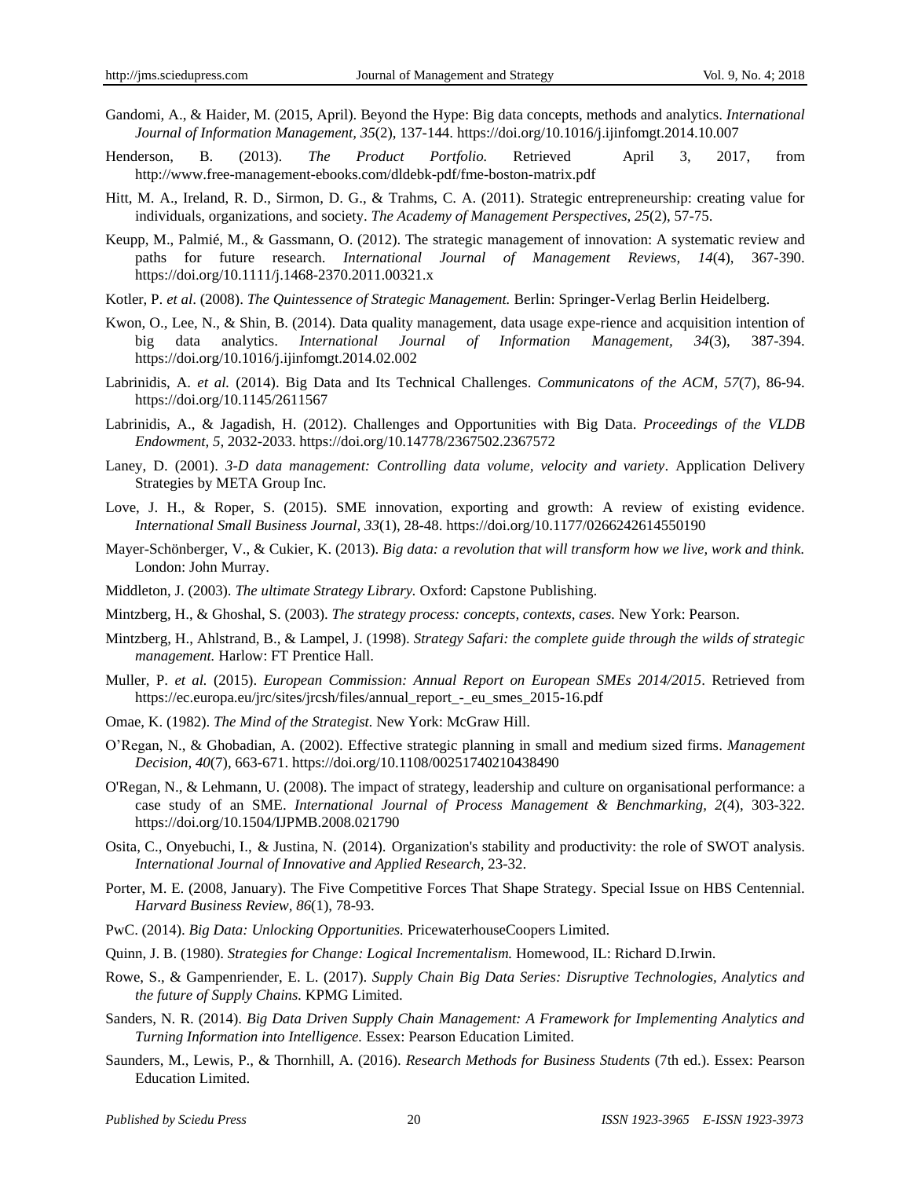Gandomi, A., & Haider, M. (2015, April). Beyond the Hype: Big data concepts, methods and analytics. *International Journal of Information Management, 35*(2), 137-144. https://doi.org/10.1016/j.ijinfomgt.2014.10.007

Henderson, B. (2013). *The Product Portfolio.* Retrieved April 3, 2017, from http://www.free-management-ebooks.com/dldebk-pdf/fme-boston-matrix.pdf

Hitt, M. A., Ireland, R. D., Sirmon, D. G., & Trahms, C. A. (2011). Strategic entrepreneurship: creating value for individuals, organizations, and society. *The Academy of Management Perspectives, 25*(2), 57-75.

Keupp, M., Palmié, M., & Gassmann, O. (2012). The strategic management of innovation: A systematic review and paths for future research. *International Journal of Management Reviews, 14*(4), 367-390. https://doi.org/10.1111/j.1468-2370.2011.00321.x

Kotler, P. *et al*. (2008). *The Quintessence of Strategic Management.* Berlin: Springer-Verlag Berlin Heidelberg.

Kwon, O., Lee, N., & Shin, B. (2014). Data quality management, data usage expe-rience and acquisition intention of big data analytics. *International Journal of Information Management, 34*(3), 387-394. https://doi.org/10.1016/j.ijinfomgt.2014.02.002

Labrinidis, A. *et al.* (2014). Big Data and Its Technical Challenges. *Communicatons of the ACM, 57*(7), 86-94. https://doi.org/10.1145/2611567

Labrinidis, A., & Jagadish, H. (2012). Challenges and Opportunities with Big Data. *Proceedings of the VLDB Endowment, 5,* 2032-2033. https://doi.org/10.14778/2367502.2367572

Laney, D. (2001). *3-D data management: Controlling data volume, velocity and variety*. Application Delivery Strategies by META Group Inc.

Love, J. H., & Roper, S. (2015). SME innovation, exporting and growth: A review of existing evidence. *International Small Business Journal, 33*(1), 28-48. https://doi.org/10.1177/0266242614550190

Mayer-Schönberger, V., & Cukier, K. (2013). *Big data: a revolution that will transform how we live, work and think.* London: John Murray.

Middleton, J. (2003). *The ultimate Strategy Library.* Oxford: Capstone Publishing.

Mintzberg, H., & Ghoshal, S. (2003). *The strategy process: concepts, contexts, cases.* New York: Pearson.

Mintzberg, H., Ahlstrand, B., & Lampel, J. (1998). *Strategy Safari: the complete guide through the wilds of strategic management.* Harlow: FT Prentice Hall.

Muller, P. *et al.* (2015). *European Commission: Annual Report on European SMEs 2014/2015*. Retrieved from https://ec.europa.eu/jrc/sites/jrcsh/files/annual_report_-_eu_smes_2015-16.pdf

Omae, K. (1982). *The Mind of the Strategist.* New York: McGraw Hill.

O'Regan, N., & Ghobadian, A. (2002). Effective strategic planning in small and medium sized firms. *Management Decision, 40*(7), 663-671. https://doi.org/10.1108/00251740210438490

O'Regan, N., & Lehmann, U. (2008). The impact of strategy, leadership and culture on organisational performance: a case study of an SME. *International Journal of Process Management & Benchmarking, 2*(4), 303-322. https://doi.org/10.1504/IJPMB.2008.021790

Osita, C., Onyebuchi, I., & Justina, N. (2014). Organization's stability and productivity: the role of SWOT analysis. *International Journal of Innovative and Applied Research,* 23-32.

Porter, M. E. (2008, January). The Five Competitive Forces That Shape Strategy. Special Issue on HBS Centennial. *Harvard Business Review, 86*(1), 78-93.

PwC. (2014). *Big Data: Unlocking Opportunities.* PricewaterhouseCoopers Limited.

Quinn, J. B. (1980). *Strategies for Change: Logical Incrementalism.* Homewood, IL: Richard D.Irwin.

Rowe, S., & Gampenriender, E. L. (2017). *Supply Chain Big Data Series: Disruptive Technologies, Analytics and the future of Supply Chains.* KPMG Limited.

Sanders, N. R. (2014). *Big Data Driven Supply Chain Management: A Framework for Implementing Analytics and Turning Information into Intelligence.* Essex: Pearson Education Limited.

Saunders, M., Lewis, P., & Thornhill, A. (2016). *Research Methods for Business Students* (7th ed.). Essex: Pearson Education Limited.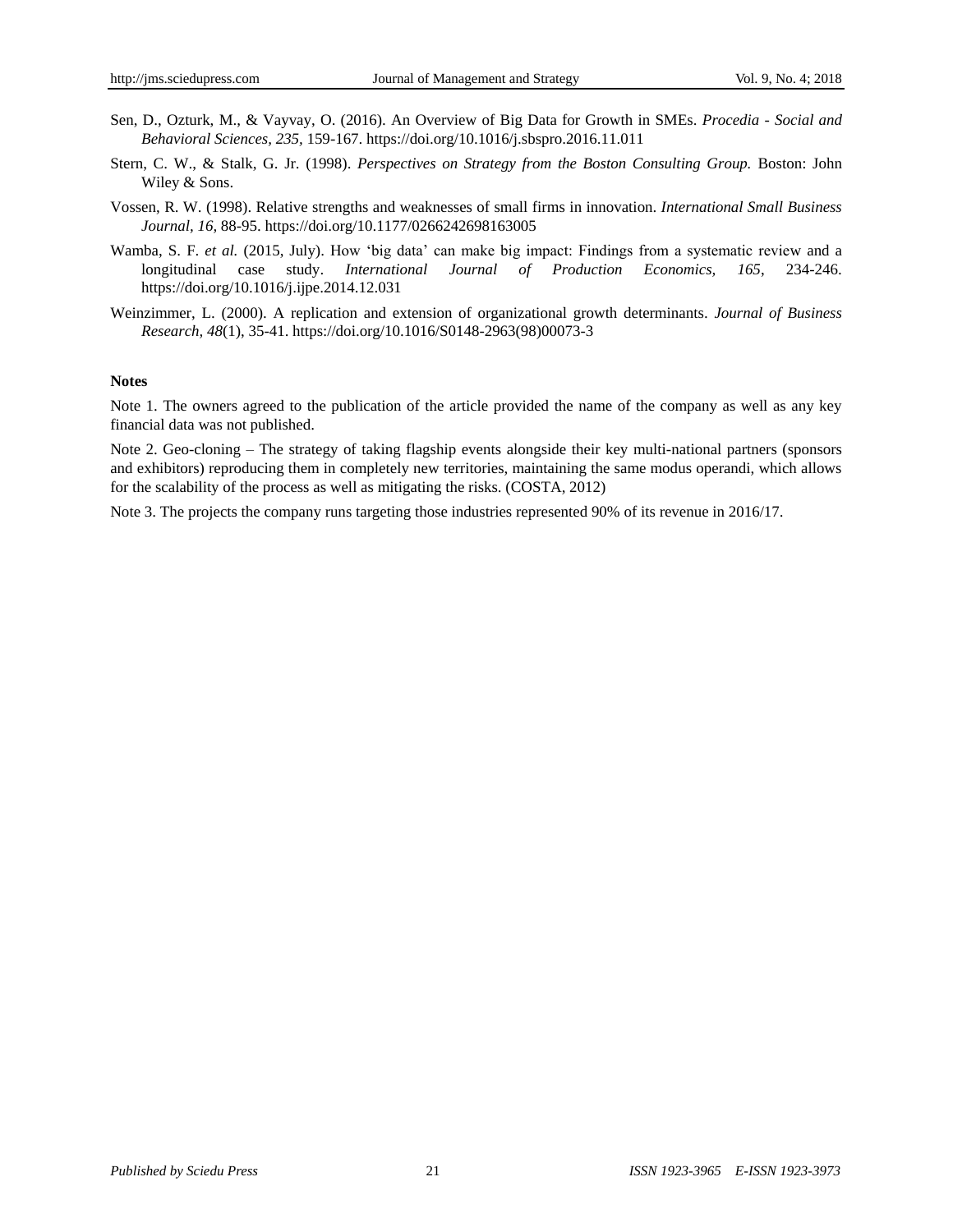Sen, D., Ozturk, M., & Vayvay, O. (2016). An Overview of Big Data for Growth in SMEs. *Procedia - Social and Behavioral Sciences, 235,* 159-167. https://doi.org/10.1016/j.sbspro.2016.11.011

Stern, C. W., & Stalk, G. Jr. (1998). *Perspectives on Strategy from the Boston Consulting Group.* Boston: John Wiley & Sons.

Vossen, R. W. (1998). Relative strengths and weaknesses of small firms in innovation. *International Small Business Journal, 16,* 88-95. https://doi.org/10.1177/0266242698163005

Wamba, S. F. *et al.* (2015, July). How 'big data' can make big impact: Findings from a systematic review and a longitudinal case study. *International Journal of Production Economics, 165,* 234-246. https://doi.org/10.1016/j.ijpe.2014.12.031

Weinzimmer, L. (2000). A replication and extension of organizational growth determinants. *Journal of Business Research, 48*(1), 35-41. https://doi.org/10.1016/S0148-2963(98)00073-3

## Notes

Note 1. The owners agreed to the publication of the article provided the name of the company as well as any key financial data was not published.

Note 2. Geo-cloning – The strategy of taking flagship events alongside their key multi-national partners (sponsors and exhibitors) reproducing them in completely new territories, maintaining the same modus operandi, which allows for the scalability of the process as well as mitigating the risks. (COSTA, 2012)

Note 3. The projects the company runs targeting those industries represented 90% of its revenue in 2016/17.